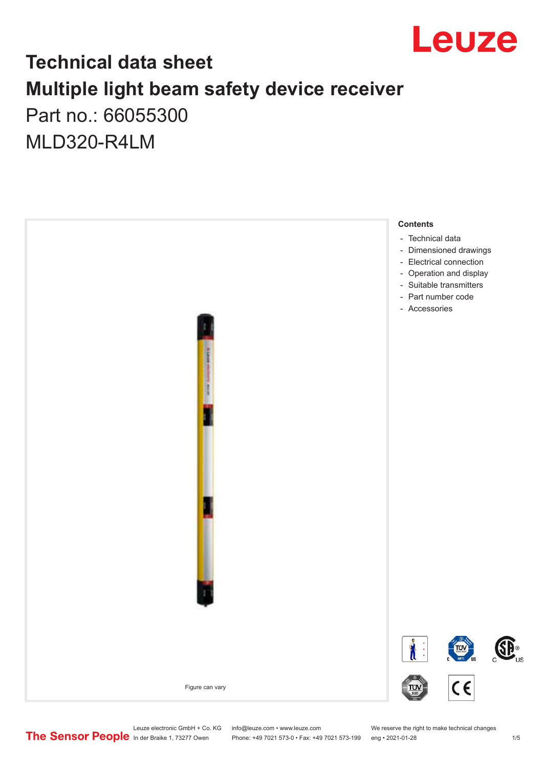# Technical data sheet

# Multiple light beam safety device receiver

## Part no.: 66055300

## MLD320-R4LM

**Contents**

- Technical data
- Dimensioned drawings
- Electrical connection
- Operation and display
- Suitable transmitters
- Part number code
- Accessories

Figure can vary

Leuze electronic GmbH + Co. KG
In der Braike 1, 73277 Owen

info@leuze.com • www.leuze.com
Phone: +49 7021 573-0 • Fax: +49 7021 573-199

We reserve the right to make technical changes
eng • 2021-01-28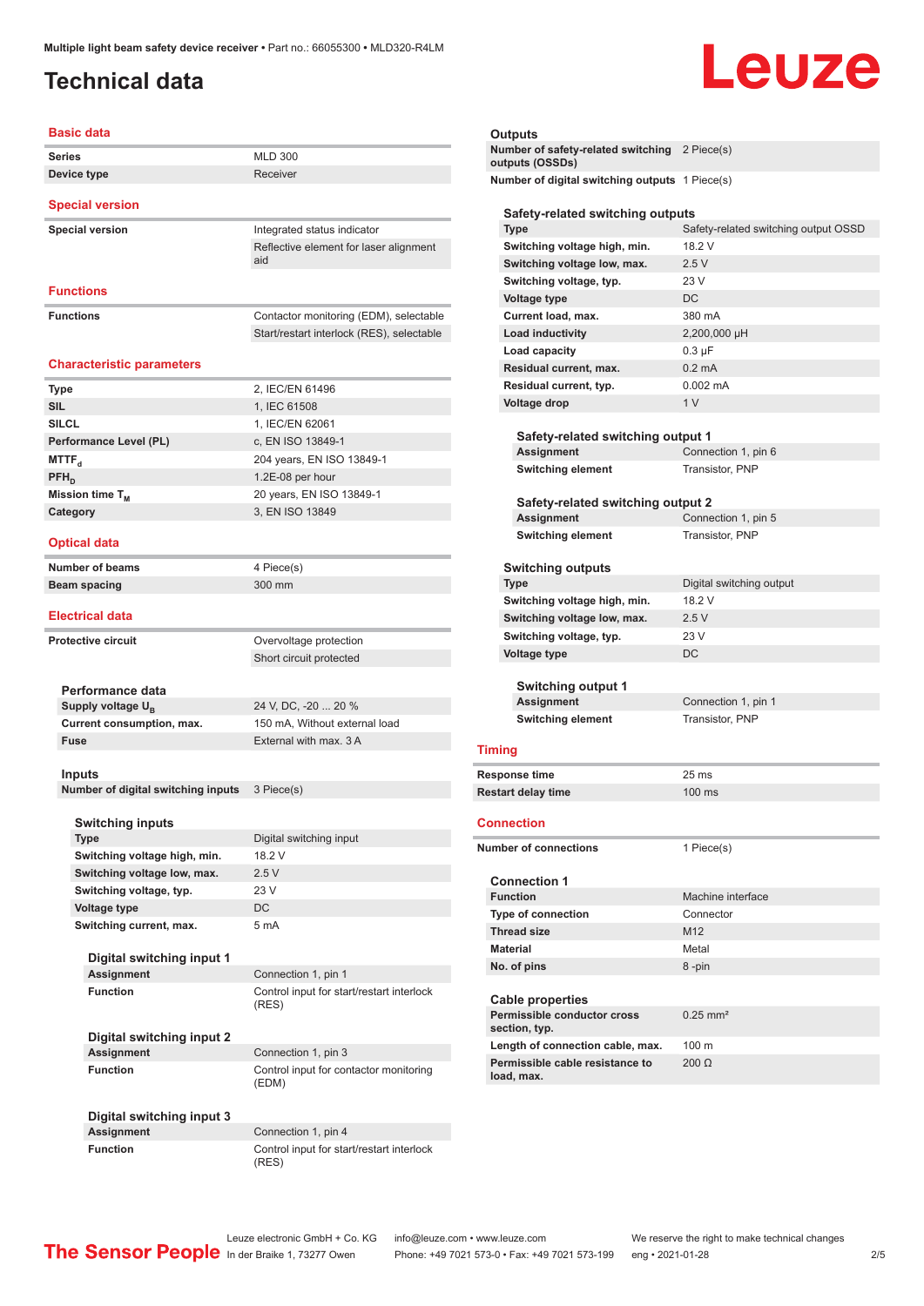# Technical data

## Basic data

| | |
|---|---|
| Series | MLD 300 |
| Device type | Receiver |

## Special version

| | |
|---|---|
| Special version | Integrated status indicator |
| | Reflective element for laser alignment aid |

## Functions

| | |
|---|---|
| Functions | Contactor monitoring (EDM), selectable |
| | Start/restart interlock (RES), selectable |

## Characteristic parameters

| | |
|---|---|
| Type | 2, IEC/EN 61496 |
| SIL | 1, IEC 61508 |
| SILCL | 1, IEC/EN 62061 |
| Performance Level (PL) | c, EN ISO 13849-1 |
| $MTTF_d$ | 204 years, EN ISO 13849-1 |
| $PFH_D$ | 1.2E-08 per hour |
| Mission time $T_M$ | 20 years, EN ISO 13849-1 |
| Category | 3, EN ISO 13849 |

## Optical data

| | |
|---|---|
| Number of beams | 4 Piece(s) |
| Beam spacing | 300 mm |

## Electrical data

| | |
|---|---|
| Protective circuit | Overvoltage protection |
| | Short circuit protected |

### Performance data

| | |
|---|---|
| Supply voltage $U_B$ | 24 V, DC, -20 ... 20 % |
| Current consumption, max. | 150 mA, Without external load |
| Fuse | External with max. 3 A |

### Inputs

| | |
|---|---|
| Number of digital switching inputs | 3 Piece(s) |

#### Switching inputs

| | |
|---|---|
| Type | Digital switching input |
| Switching voltage high, min. | 18.2 V |
| Switching voltage low, max. | 2.5 V |
| Switching voltage, typ. | 23 V |
| Voltage type | DC |
| Switching current, max. | 5 mA |

##### Digital switching input 1

| | |
|---|---|
| Assignment | Connection 1, pin 1 |
| Function | Control input for start/restart interlock (RES) |

##### Digital switching input 2

| | |
|---|---|
| Assignment | Connection 1, pin 3 |
| Function | Control input for contactor monitoring (EDM) |

##### Digital switching input 3

| | |
|---|---|
| Assignment | Connection 1, pin 4 |
| Function | Control input for start/restart interlock (RES) |

### Outputs

| | |
|---|---|
| Number of safety-related switching outputs (OSSDs) | 2 Piece(s) |
| Number of digital switching outputs | 1 Piece(s) |

#### Safety-related switching outputs

| | |
|---|---|
| Type | Safety-related switching output OSSD |
| Switching voltage high, min. | 18.2 V |
| Switching voltage low, max. | 2.5 V |
| Switching voltage, typ. | 23 V |
| Voltage type | DC |
| Current load, max. | 380 mA |
| Load inductivity | 2,200,000 µH |
| Load capacity | 0.3 µF |
| Residual current, max. | 0.2 mA |
| Residual current, typ. | 0.002 mA |
| Voltage drop | 1 V |

##### Safety-related switching output 1

| | |
|---|---|
| Assignment | Connection 1, pin 6 |
| Switching element | Transistor, PNP |

##### Safety-related switching output 2

| | |
|---|---|
| Assignment | Connection 1, pin 5 |
| Switching element | Transistor, PNP |

#### Switching outputs

| | |
|---|---|
| Type | Digital switching output |
| Switching voltage high, min. | 18.2 V |
| Switching voltage low, max. | 2.5 V |
| Switching voltage, typ. | 23 V |
| Voltage type | DC |

##### Switching output 1

| | |
|---|---|
| Assignment | Connection 1, pin 1 |
| Switching element | Transistor, PNP |

## Timing

| | |
|---|---|
| Response time | 25 ms |
| Restart delay time | 100 ms |

## Connection

| | |
|---|---|
| Number of connections | 1 Piece(s) |

### Connection 1

| | |
|---|---|
| Function | Machine interface |
| Type of connection | Connector |
| Thread size | M12 |
| Material | Metal |
| No. of pins | 8 -pin |

### Cable properties

| | |
|---|---|
| Permissible conductor cross section, typ. | 0.25 mm² |
| Length of connection cable, max. | 100 m |
| Permissible cable resistance to load, max. | 200 Ω |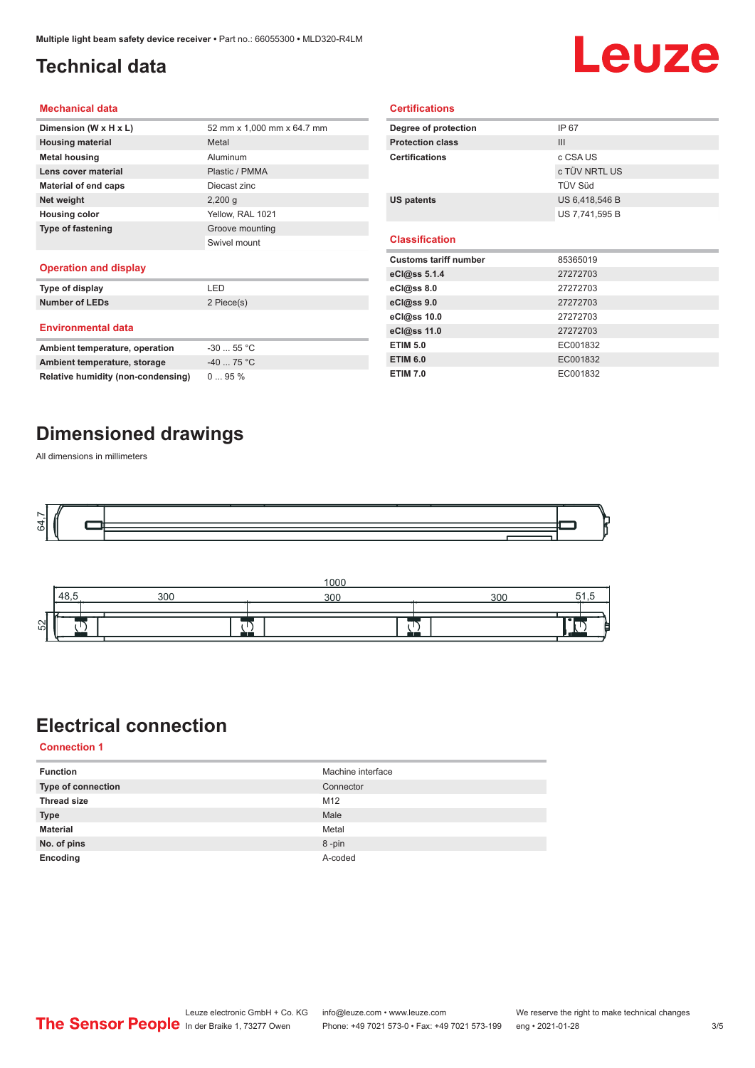# Technical data

## Mechanical data

| | |
|---|---|
| **Dimension (W x H x L)** | 52 mm x 1,000 mm x 64.7 mm |
| **Housing material** | Metal |
| **Metal housing** | Aluminum |
| **Lens cover material** | Plastic / PMMA |
| **Material of end caps** | Diecast zinc |
| **Net weight** | 2,200 g |
| **Housing color** | Yellow, RAL 1021 |
| **Type of fastening** | Groove mounting |
| | Swivel mount |

## Operation and display

| | |
|---|---|
| **Type of display** | LED |
| **Number of LEDs** | 2 Piece(s) |

## Environmental data

| | |
|---|---|
| **Ambient temperature, operation** | -30 ... 55 °C |
| **Ambient temperature, storage** | -40 ... 75 °C |
| **Relative humidity (non-condensing)** | 0 ... 95 % |

## Certifications

| | |
|---|---|
| **Degree of protection** | IP 67 |
| **Protection class** | III |
| **Certifications** | c CSA US |
| | c TÜV NRTL US |
| | TÜV Süd |
| **US patents** | US 6,418,546 B |
| | US 7,741,595 B |

## Classification

| | |
|---|---|
| **Customs tariff number** | 85365019 |
| **eCl@ss 5.1.4** | 27272703 |
| **eCl@ss 8.0** | 27272703 |
| **eCl@ss 9.0** | 27272703 |
| **eCl@ss 10.0** | 27272703 |
| **eCl@ss 11.0** | 27272703 |
| **ETIM 5.0** | EC001832 |
| **ETIM 6.0** | EC001832 |
| **ETIM 7.0** | EC001832 |

# Dimensioned drawings

All dimensions in millimeters

# Electrical connection

## Connection 1

| | |
|---|---|
| **Function** | Machine interface |
| **Type of connection** | Connector |
| **Thread size** | M12 |
| **Type** | Male |
| **Material** | Metal |
| **No. of pins** | 8 -pin |
| **Encoding** | A-coded |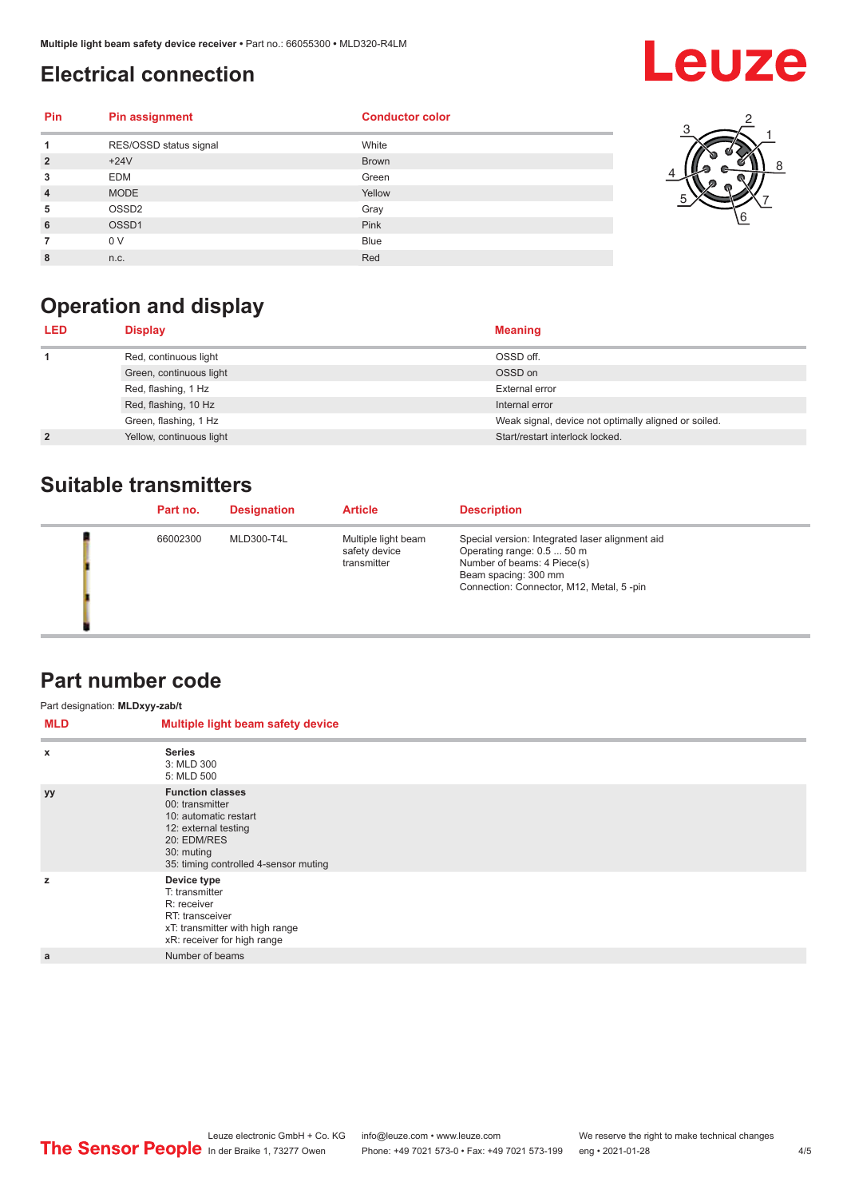## Electrical connection

| Pin | Pin assignment | Conductor color |
|---|---|---|
| 1 | RES/OSSD status signal | White |
| 2 | +24V | Brown |
| 3 | EDM | Green |
| 4 | MODE | Yellow |
| 5 | OSSD2 | Gray |
| 6 | OSSD1 | Pink |
| 7 | 0 V | Blue |
| 8 | n.c. | Red |

## Operation and display

| LED | Display | Meaning |
|---|---|---|
| 1 | Red, continuous light | OSSD off. |
| | Green, continuous light | OSSD on |
| | Red, flashing, 1 Hz | External error |
| | Red, flashing, 10 Hz | Internal error |
| | Green, flashing, 1 Hz | Weak signal, device not optimally aligned or soiled. |
| 2 | Yellow, continuous light | Start/restart interlock locked. |

## Suitable transmitters

| | Part no. | Designation | Article | Description |
|---|---|---|---|---|
| | 66002300 | MLD300-T4L | Multiple light beam safety device transmitter | Special version: Integrated laser alignment aid<br>Operating range: 0.5 ... 50 m<br>Number of beams: 4 Piece(s)<br>Beam spacing: 300 mm<br>Connection: Connector, M12, Metal, 5 -pin |

## Part number code

Part designation: **MLDxyy-zab/t**

| MLD | Multiple light beam safety device |
|---|---|
| x | **Series**<br>3: MLD 300<br>5: MLD 500 |
| yy | **Function classes**<br>00: transmitter<br>10: automatic restart<br>12: external testing<br>20: EDM/RES<br>30: muting<br>35: timing controlled 4-sensor muting |
| z | **Device type**<br>T: transmitter<br>R: receiver<br>RT: transceiver<br>xT: transmitter with high range<br>xR: receiver for high range |
| a | Number of beams |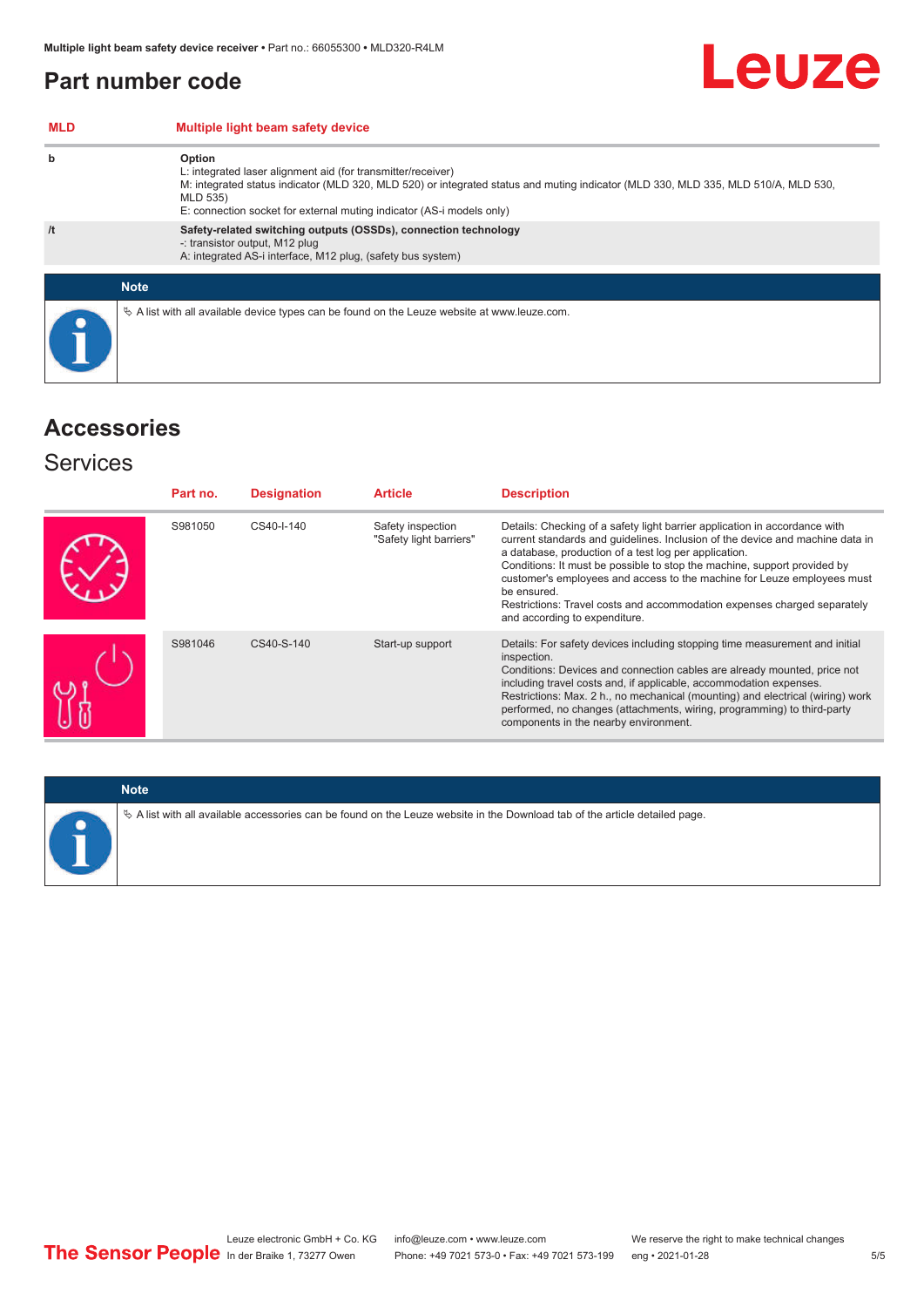# Part number code

| MLD | Multiple light beam safety device |
|---|---|
| b | **Option**<br>L: integrated laser alignment aid (for transmitter/receiver)<br>M: integrated status indicator (MLD 320, MLD 520) or integrated status and muting indicator (MLD 330, MLD 335, MLD 510/A, MLD 530, MLD 535)<br>E: connection socket for external muting indicator (AS-i models only) |
| /t | **Safety-related switching outputs (OSSDs), connection technology**<br>-: transistor output, M12 plug<br>A: integrated AS-i interface, M12 plug, (safety bus system) |

**Note**

↳ A list with all available device types can be found on the Leuze website at www.leuze.com.

# Accessories

## Services

| Part no. | Designation | Article | Description |
|---|---|---|---|
| S981050 | CS40-I-140 | Safety inspection "Safety light barriers" | Details: Checking of a safety light barrier application in accordance with current standards and guidelines. Inclusion of the device and machine data in a database, production of a test log per application.<br>Conditions: It must be possible to stop the machine, support provided by customer's employees and access to the machine for Leuze employees must be ensured.<br>Restrictions: Travel costs and accommodation expenses charged separately and according to expenditure. |
| S981046 | CS40-S-140 | Start-up support | Details: For safety devices including stopping time measurement and initial inspection.<br>Conditions: Devices and connection cables are already mounted, price not including travel costs and, if applicable, accommodation expenses.<br>Restrictions: Max. 2 h., no mechanical (mounting) and electrical (wiring) work performed, no changes (attachments, wiring, programming) to third-party components in the nearby environment. |

**Note**

↳ A list with all available accessories can be found on the Leuze website in the Download tab of the article detailed page.